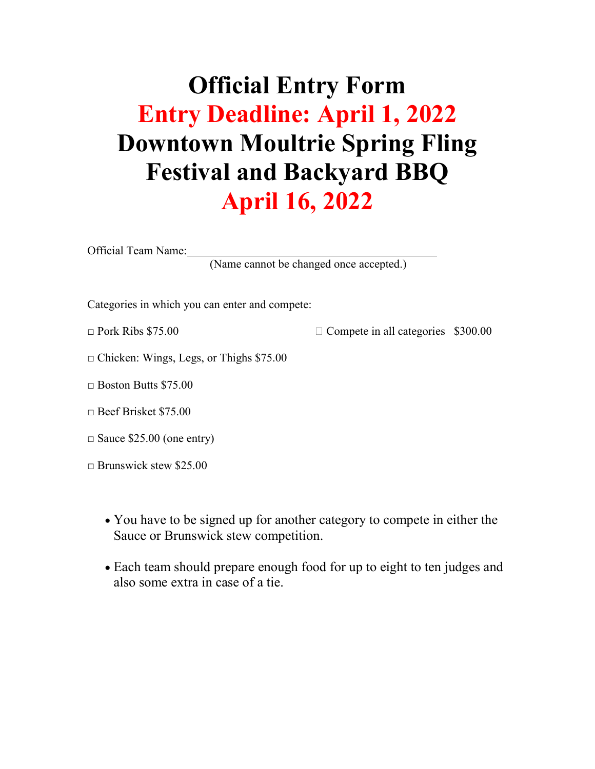# Official Entry Form

# Entry Deadline: April 1, 2022

# Downtown Moultrie Spring Fling Festival and Backyard BBQ

# April 16, 2022

Official Team Name:______________________________________________

(Name cannot be changed once accepted.)

Categories in which you can enter and compete:

□ Pork Ribs $75.00

□ Compete in all categories $300.00

□ Chicken: Wings, Legs, or Thighs $75.00

□ Boston Butts $75.00

□ Beef Brisket $75.00

□ Sauce $25.00 (one entry)

□ Brunswick stew $25.00

- You have to be signed up for another category to compete in either the Sauce or Brunswick stew competition.
- Each team should prepare enough food for up to eight to ten judges and also some extra in case of a tie.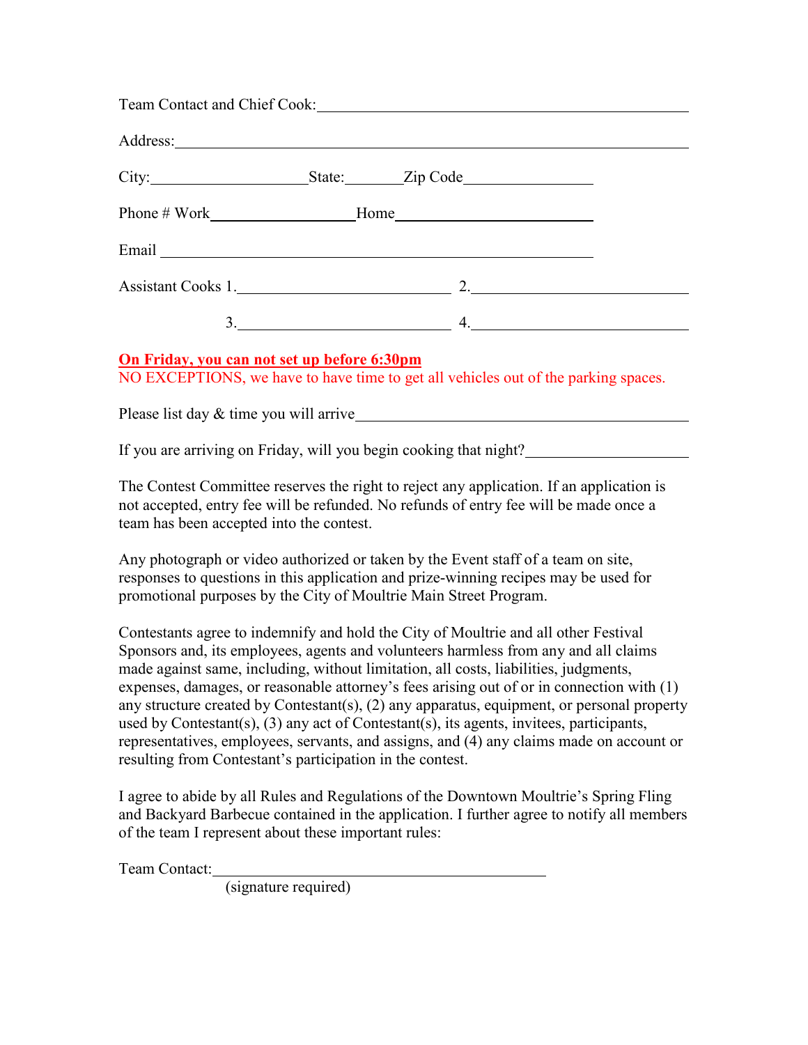Team Contact and Chief Cook: ____________________________________________

Address: ______________________________________________________________

City: ____________________ State: ________ Zip Code ________________

Phone # Work __________________ Home ________________________

Email ________________________________________________________

Assistant Cooks 1. ___________________________ 2. ___________________________

3. ___________________________ 4. ___________________________

**On Friday, you can not set up before 6:30pm**

NO EXCEPTIONS, we have to have time to get all vehicles out of the parking spaces.

Please list day & time you will arrive ____________________________________________

If you are arriving on Friday, will you begin cooking that night? ____________________

The Contest Committee reserves the right to reject any application. If an application is not accepted, entry fee will be refunded. No refunds of entry fee will be made once a team has been accepted into the contest.

Any photograph or video authorized or taken by the Event staff of a team on site, responses to questions in this application and prize-winning recipes may be used for promotional purposes by the City of Moultrie Main Street Program.

Contestants agree to indemnify and hold the City of Moultrie and all other Festival Sponsors and, its employees, agents and volunteers harmless from any and all claims made against same, including, without limitation, all costs, liabilities, judgments, expenses, damages, or reasonable attorney's fees arising out of or in connection with (1) any structure created by Contestant(s), (2) any apparatus, equipment, or personal property used by Contestant(s), (3) any act of Contestant(s), its agents, invitees, participants, representatives, employees, servants, and assigns, and (4) any claims made on account or resulting from Contestant's participation in the contest.

I agree to abide by all Rules and Regulations of the Downtown Moultrie's Spring Fling and Backyard Barbecue contained in the application. I further agree to notify all members of the team I represent about these important rules:

Team Contact: ____________________________________________
(signature required)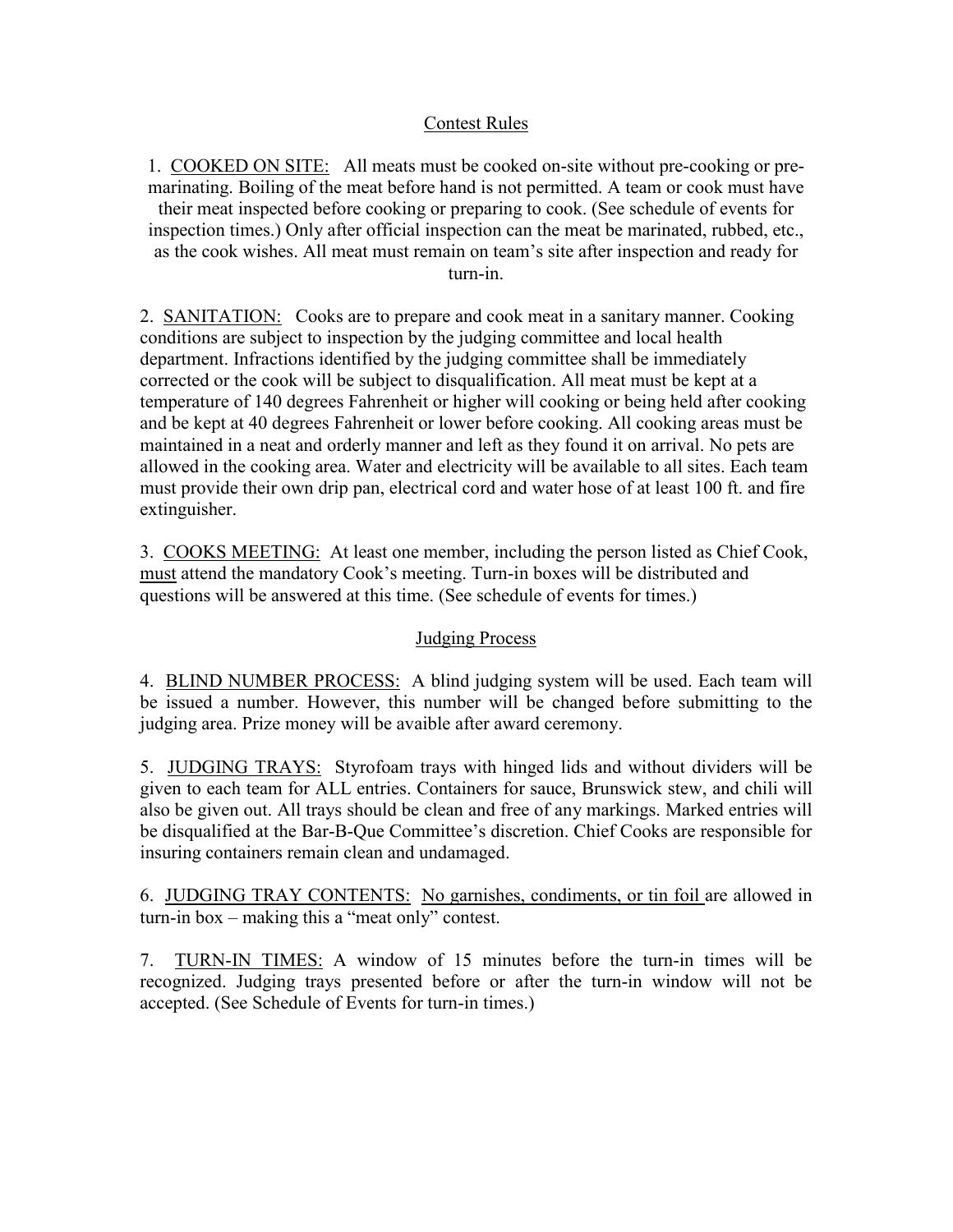## Contest Rules

1. <u>COOKED ON SITE:</u> All meats must be cooked on-site without pre-cooking or pre-marinating. Boiling of the meat before hand is not permitted. A team or cook must have their meat inspected before cooking or preparing to cook. (See schedule of events for inspection times.) Only after official inspection can the meat be marinated, rubbed, etc., as the cook wishes. All meat must remain on team's site after inspection and ready for turn-in.

2. <u>SANITATION:</u> Cooks are to prepare and cook meat in a sanitary manner. Cooking conditions are subject to inspection by the judging committee and local health department. Infractions identified by the judging committee shall be immediately corrected or the cook will be subject to disqualification. All meat must be kept at a temperature of 140 degrees Fahrenheit or higher will cooking or being held after cooking and be kept at 40 degrees Fahrenheit or lower before cooking. All cooking areas must be maintained in a neat and orderly manner and left as they found it on arrival. No pets are allowed in the cooking area. Water and electricity will be available to all sites. Each team must provide their own drip pan, electrical cord and water hose of at least 100 ft. and fire extinguisher.

3. <u>COOKS MEETING:</u> At least one member, including the person listed as Chief Cook, <u>must</u> attend the mandatory Cook's meeting. Turn-in boxes will be distributed and questions will be answered at this time. (See schedule of events for times.)

## Judging Process

4. <u>BLIND NUMBER PROCESS:</u> A blind judging system will be used. Each team will be issued a number. However, this number will be changed before submitting to the judging area. Prize money will be avaible after award ceremony.

5. <u>JUDGING TRAYS:</u> Styrofoam trays with hinged lids and without dividers will be given to each team for ALL entries. Containers for sauce, Brunswick stew, and chili will also be given out. All trays should be clean and free of any markings. Marked entries will be disqualified at the Bar-B-Que Committee's discretion. Chief Cooks are responsible for insuring containers remain clean and undamaged.

6. <u>JUDGING TRAY CONTENTS:</u> <u>No garnishes, condiments, or tin foil</u> are allowed in turn-in box – making this a "meat only" contest.

7. <u>TURN-IN TIMES:</u> A window of 15 minutes before the turn-in times will be recognized. Judging trays presented before or after the turn-in window will not be accepted. (See Schedule of Events for turn-in times.)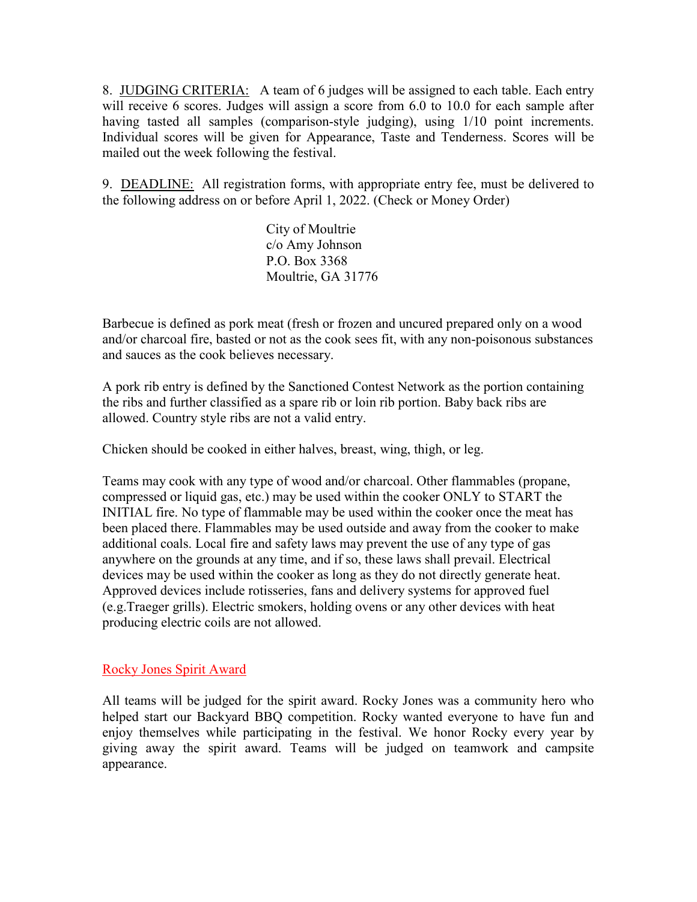8. <u>JUDGING CRITERIA:</u> A team of 6 judges will be assigned to each table. Each entry will receive 6 scores. Judges will assign a score from 6.0 to 10.0 for each sample after having tasted all samples (comparison-style judging), using 1/10 point increments. Individual scores will be given for Appearance, Taste and Tenderness. Scores will be mailed out the week following the festival.

9. <u>DEADLINE:</u> All registration forms, with appropriate entry fee, must be delivered to the following address on or before April 1, 2022. (Check or Money Order)

City of Moultrie
c/o Amy Johnson
P.O. Box 3368
Moultrie, GA 31776

Barbecue is defined as pork meat (fresh or frozen and uncured prepared only on a wood and/or charcoal fire, basted or not as the cook sees fit, with any non-poisonous substances and sauces as the cook believes necessary.

A pork rib entry is defined by the Sanctioned Contest Network as the portion containing the ribs and further classified as a spare rib or loin rib portion. Baby back ribs are allowed. Country style ribs are not a valid entry.

Chicken should be cooked in either halves, breast, wing, thigh, or leg.

Teams may cook with any type of wood and/or charcoal. Other flammables (propane, compressed or liquid gas, etc.) may be used within the cooker ONLY to START the INITIAL fire. No type of flammable may be used within the cooker once the meat has been placed there. Flammables may be used outside and away from the cooker to make additional coals. Local fire and safety laws may prevent the use of any type of gas anywhere on the grounds at any time, and if so, these laws shall prevail. Electrical devices may be used within the cooker as long as they do not directly generate heat. Approved devices include rotisseries, fans and delivery systems for approved fuel (e.g.Traeger grills). Electric smokers, holding ovens or any other devices with heat producing electric coils are not allowed.

## <u>Rocky Jones Spirit Award</u>

All teams will be judged for the spirit award. Rocky Jones was a community hero who helped start our Backyard BBQ competition. Rocky wanted everyone to have fun and enjoy themselves while participating in the festival. We honor Rocky every year by giving away the spirit award. Teams will be judged on teamwork and campsite appearance.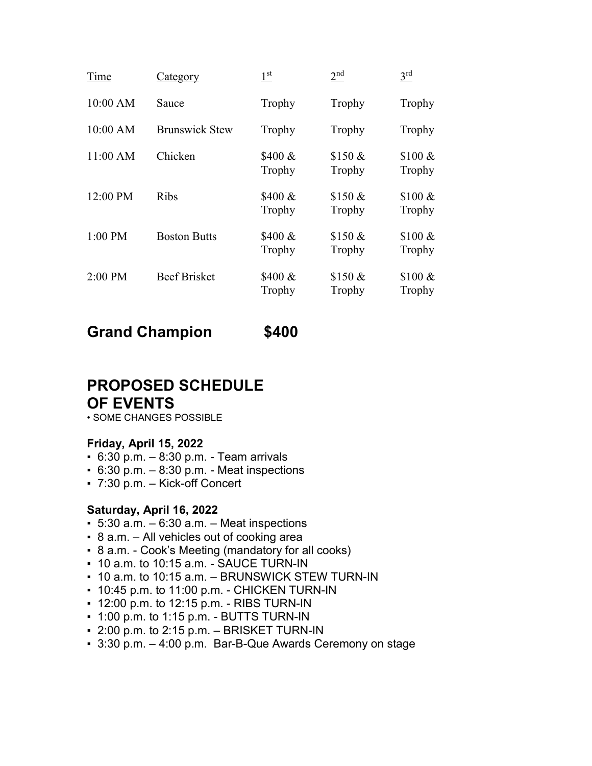| Time | Category | 1st | 2nd | 3rd |
|---|---|---|---|---|
| 10:00 AM | Sauce | Trophy | Trophy | Trophy |
| 10:00 AM | Brunswick Stew | Trophy | Trophy | Trophy |
| 11:00 AM | Chicken | $400 & Trophy | $150 & Trophy | $100 & Trophy |
| 12:00 PM | Ribs | $400 & Trophy | $150 & Trophy | $100 & Trophy |
| 1:00 PM | Boston Butts | $400 & Trophy | $150 & Trophy | $100 & Trophy |
| 2:00 PM | Beef Brisket | $400 & Trophy | $150 & Trophy | $100 & Trophy |

## Grand Champion $400

## PROPOSED SCHEDULE OF EVENTS

• SOME CHANGES POSSIBLE

### Friday, April 15, 2022

- 6:30 p.m. – 8:30 p.m. - Team arrivals
- 6:30 p.m. – 8:30 p.m. - Meat inspections
- 7:30 p.m. – Kick-off Concert

### Saturday, April 16, 2022

- 5:30 a.m. – 6:30 a.m. – Meat inspections
- 8 a.m. – All vehicles out of cooking area
- 8 a.m. - Cook's Meeting (mandatory for all cooks)
- 10 a.m. to 10:15 a.m. - SAUCE TURN-IN
- 10 a.m. to 10:15 a.m. – BRUNSWICK STEW TURN-IN
- 10:45 p.m. to 11:00 p.m. - CHICKEN TURN-IN
- 12:00 p.m. to 12:15 p.m. - RIBS TURN-IN
- 1:00 p.m. to 1:15 p.m. - BUTTS TURN-IN
- 2:00 p.m. to 2:15 p.m. – BRISKET TURN-IN
- 3:30 p.m. – 4:00 p.m. Bar-B-Que Awards Ceremony on stage